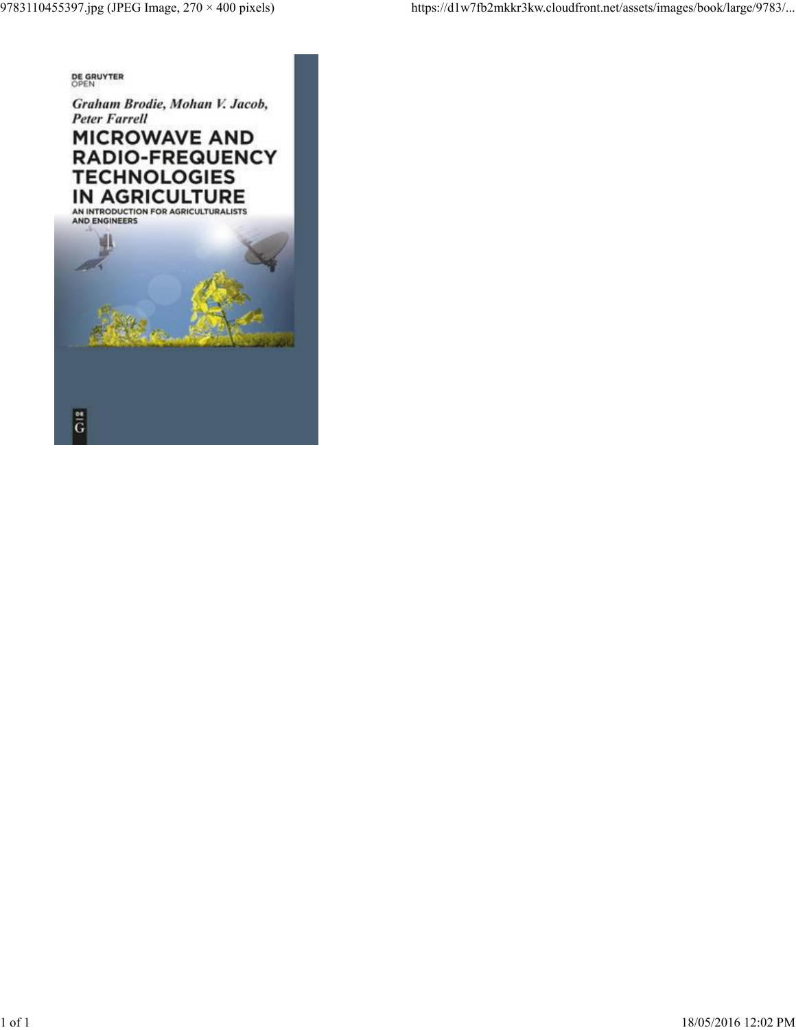DE GRUYTER
OPEN

*Graham Brodie, Mohan V. Jacob, Peter Farrell*

# MICROWAVE AND RADIO-FREQUENCY TECHNOLOGIES IN AGRICULTURE

## AN INTRODUCTION FOR AGRICULTURALISTS AND ENGINEERS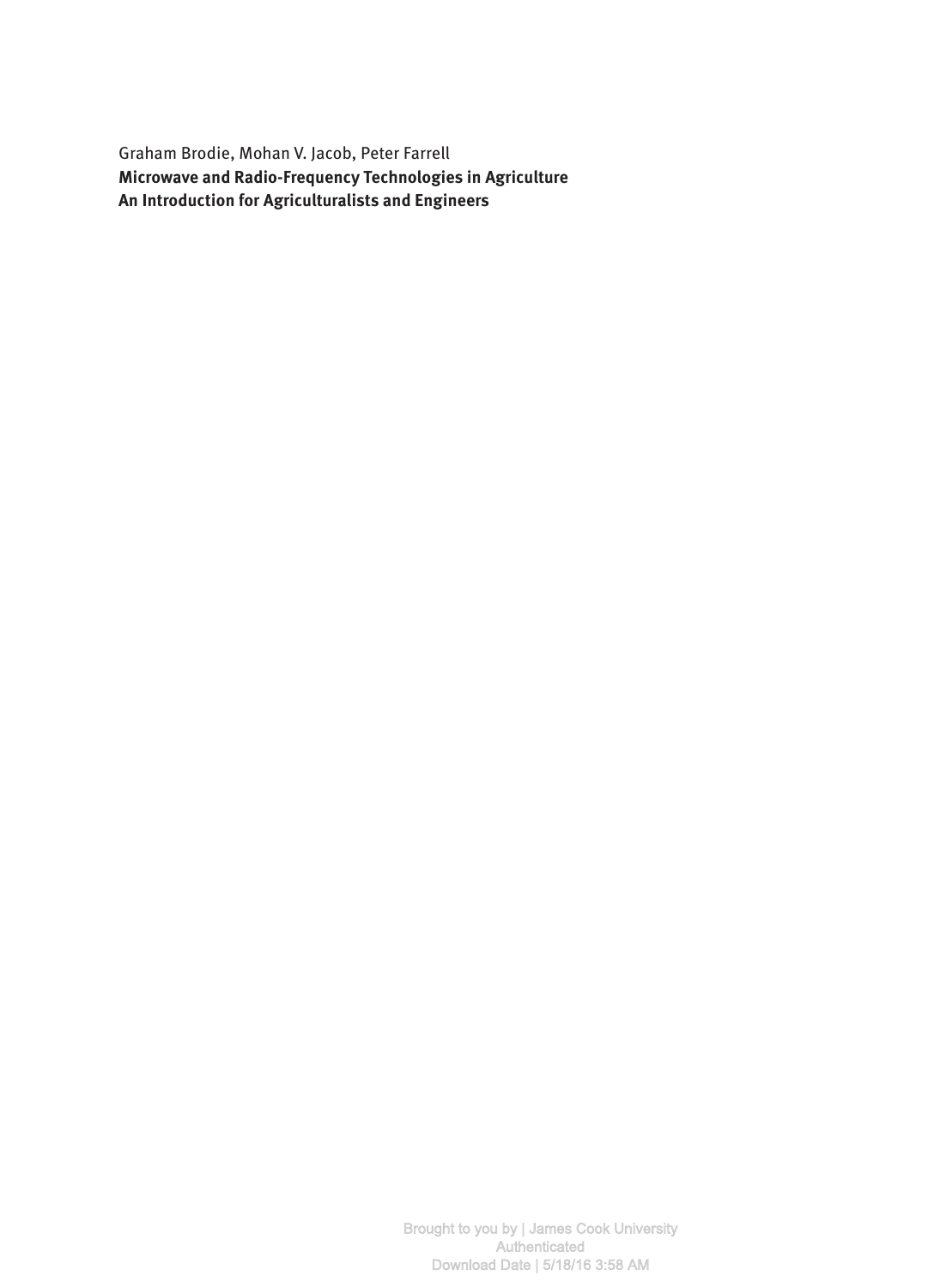Graham Brodie, Mohan V. Jacob, Peter Farrell

**Microwave and Radio-Frequency Technologies in Agriculture**

**An Introduction for Agriculturalists and Engineers**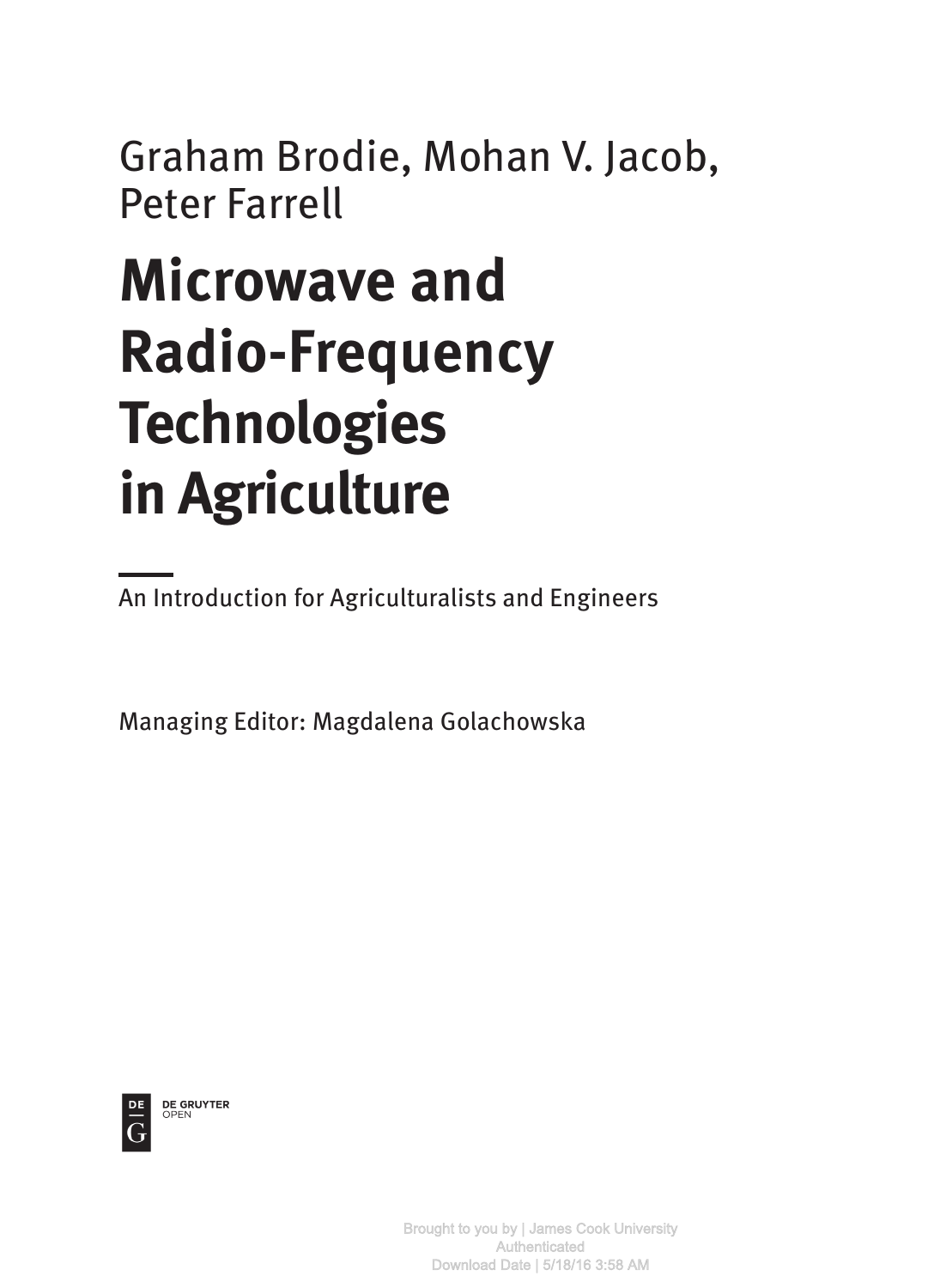Graham Brodie, Mohan V. Jacob, Peter Farrell

# Microwave and Radio-Frequency Technologies in Agriculture

An Introduction for Agriculturalists and Engineers

Managing Editor: Magdalena Golachowska

DE GRUYTER OPEN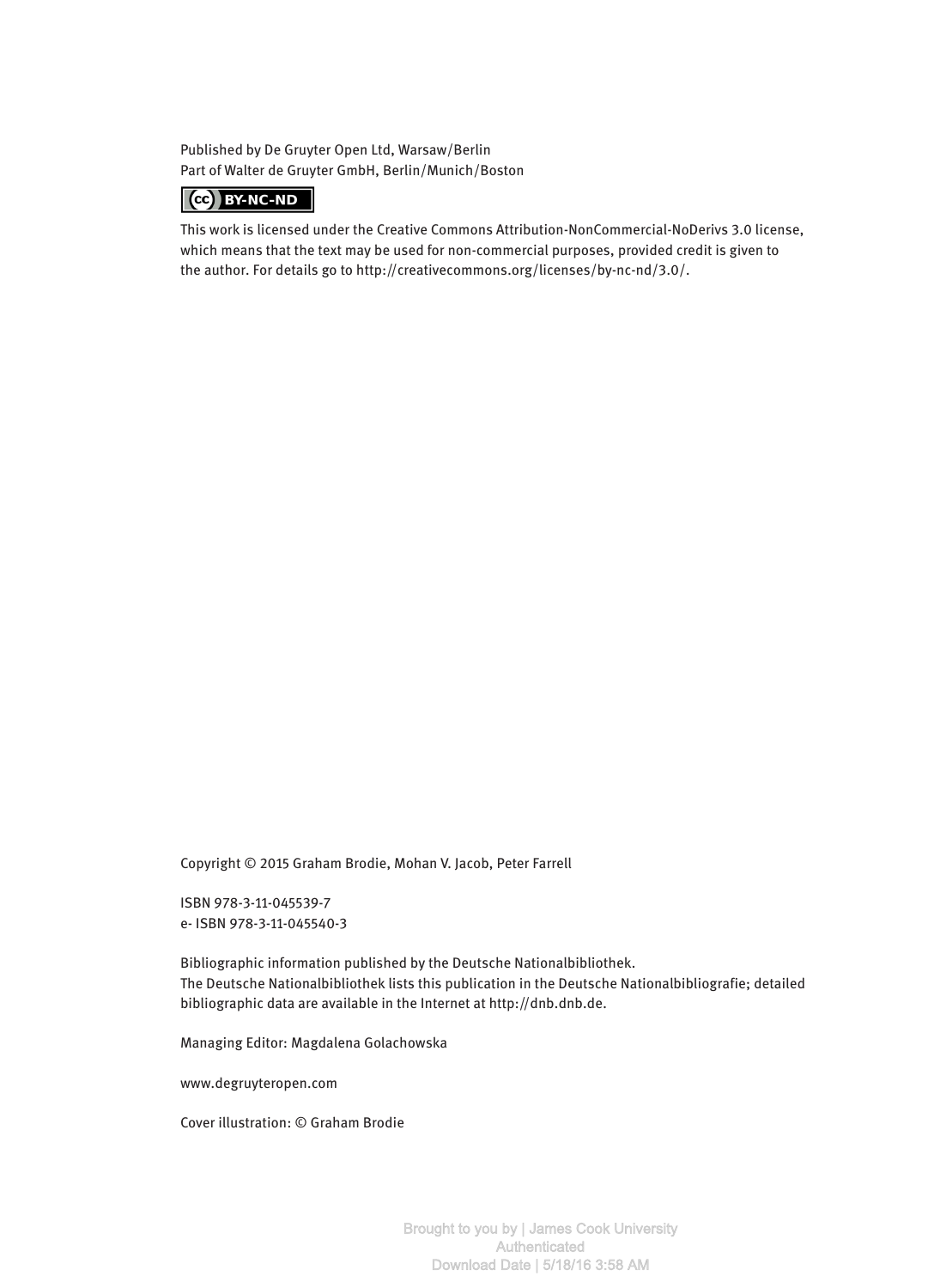Published by De Gruyter Open Ltd, Warsaw/Berlin
Part of Walter de Gruyter GmbH, Berlin/Munich/Boston

CC BY-NC-ND

This work is licensed under the Creative Commons Attribution-NonCommercial-NoDerivs 3.0 license, which means that the text may be used for non-commercial purposes, provided credit is given to the author. For details go to http://creativecommons.org/licenses/by-nc-nd/3.0/.

Copyright © 2015 Graham Brodie, Mohan V. Jacob, Peter Farrell

ISBN 978-3-11-045539-7
e- ISBN 978-3-11-045540-3

Bibliographic information published by the Deutsche Nationalbibliothek.
The Deutsche Nationalbibliothek lists this publication in the Deutsche Nationalbibliografie; detailed bibliographic data are available in the Internet at http://dnb.dnb.de.

Managing Editor: Magdalena Golachowska

www.degruyteropen.com

Cover illustration: © Graham Brodie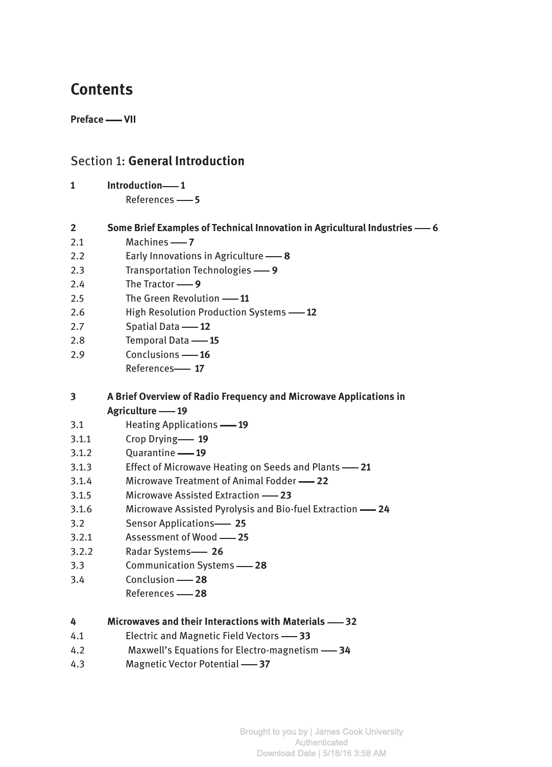# Contents

**Preface —— VII**

## Section 1: **General Introduction**

**1 Introduction —— 1**
References —— **5**

**2 Some Brief Examples of Technical Innovation in Agricultural Industries —— 6**
2.1 Machines —— **7**
2.2 Early Innovations in Agriculture —— **8**
2.3 Transportation Technologies —— **9**
2.4 The Tractor —— **9**
2.5 The Green Revolution —— **11**
2.6 High Resolution Production Systems —— **12**
2.7 Spatial Data —— **12**
2.8 Temporal Data —— **15**
2.9 Conclusions —— **16**
References —— **17**

**3 A Brief Overview of Radio Frequency and Microwave Applications in Agriculture —— 19**
3.1 Heating Applications —— **19**
3.1.1 Crop Drying —— **19**
3.1.2 Quarantine —— **19**
3.1.3 Effect of Microwave Heating on Seeds and Plants —— **21**
3.1.4 Microwave Treatment of Animal Fodder —— **22**
3.1.5 Microwave Assisted Extraction —— **23**
3.1.6 Microwave Assisted Pyrolysis and Bio-fuel Extraction —— **24**
3.2 Sensor Applications —— **25**
3.2.1 Assessment of Wood —— **25**
3.2.2 Radar Systems —— **26**
3.3 Communication Systems —— **28**
3.4 Conclusion —— **28**
References —— **28**

**4 Microwaves and their Interactions with Materials —— 32**
4.1 Electric and Magnetic Field Vectors —— **33**
4.2 Maxwell's Equations for Electro-magnetism —— **34**
4.3 Magnetic Vector Potential —— **37**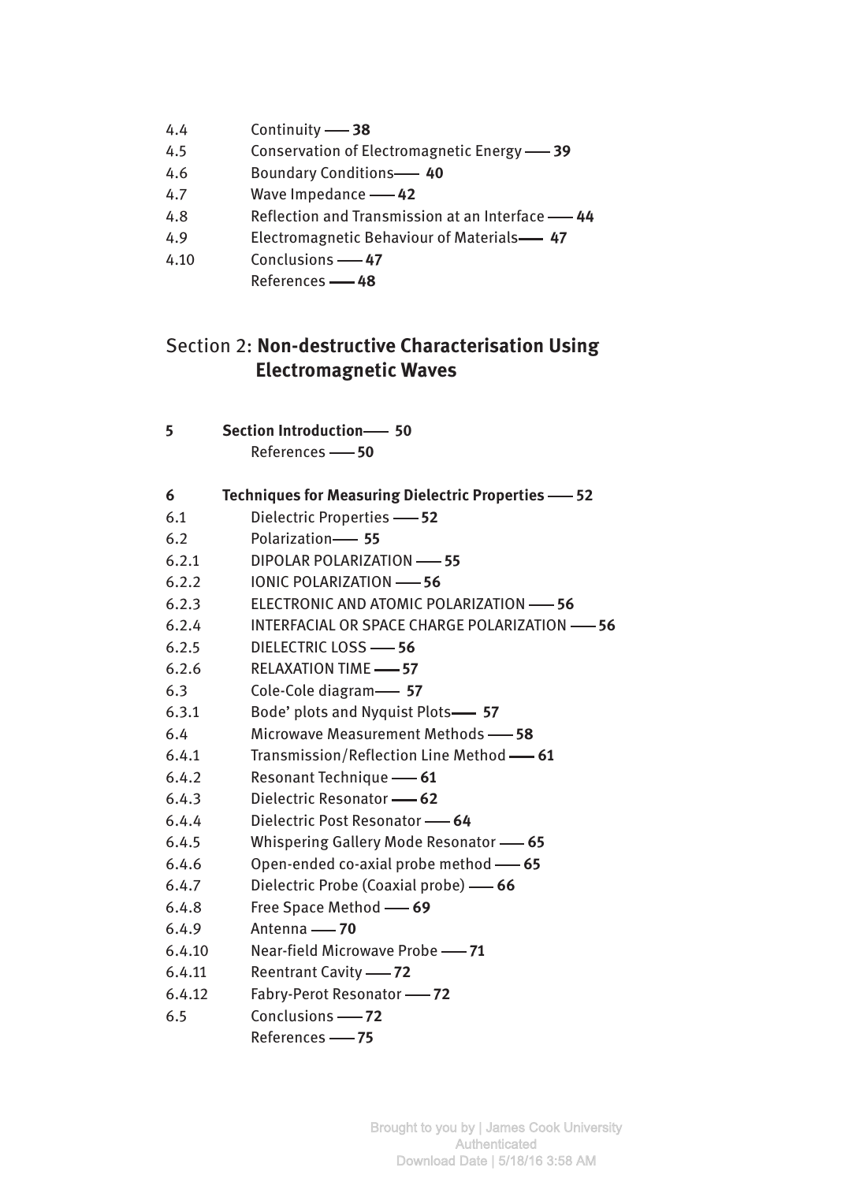4.4 Continuity — **38**
4.5 Conservation of Electromagnetic Energy — **39**
4.6 Boundary Conditions — **40**
4.7 Wave Impedance — **42**
4.8 Reflection and Transmission at an Interface — **44**
4.9 Electromagnetic Behaviour of Materials — **47**
4.10 Conclusions — **47**
References — **48**

## Section 2: **Non-destructive Characterisation Using Electromagnetic Waves**

**5 Section Introduction — 50**
References — **50**

**6 Techniques for Measuring Dielectric Properties — 52**
6.1 Dielectric Properties — **52**
6.2 Polarization — **55**
6.2.1 DIPOLAR POLARIZATION — **55**
6.2.2 IONIC POLARIZATION — **56**
6.2.3 ELECTRONIC AND ATOMIC POLARIZATION — **56**
6.2.4 INTERFACIAL OR SPACE CHARGE POLARIZATION — **56**
6.2.5 DIELECTRIC LOSS — **56**
6.2.6 RELAXATION TIME — **57**
6.3 Cole-Cole diagram — **57**
6.3.1 Bode' plots and Nyquist Plots — **57**
6.4 Microwave Measurement Methods — **58**
6.4.1 Transmission/Reflection Line Method — **61**
6.4.2 Resonant Technique — **61**
6.4.3 Dielectric Resonator — **62**
6.4.4 Dielectric Post Resonator — **64**
6.4.5 Whispering Gallery Mode Resonator — **65**
6.4.6 Open-ended co-axial probe method — **65**
6.4.7 Dielectric Probe (Coaxial probe) — **66**
6.4.8 Free Space Method — **69**
6.4.9 Antenna — **70**
6.4.10 Near-field Microwave Probe — **71**
6.4.11 Reentrant Cavity — **72**
6.4.12 Fabry-Perot Resonator — **72**
6.5 Conclusions — **72**
References — **75**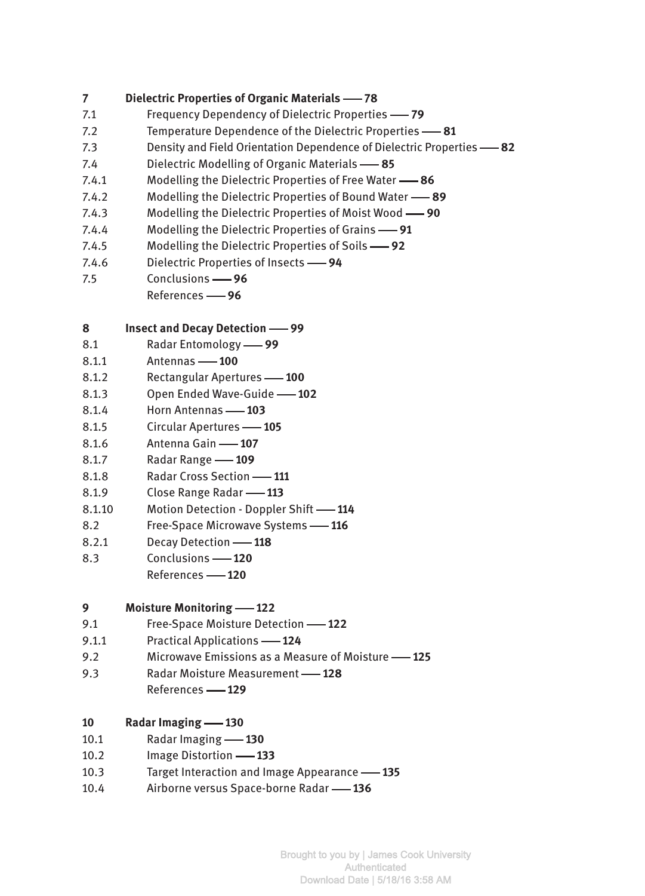**7 Dielectric Properties of Organic Materials —— 78**

7.1 Frequency Dependency of Dielectric Properties —— **79**

7.2 Temperature Dependence of the Dielectric Properties —— **81**

7.3 Density and Field Orientation Dependence of Dielectric Properties —— **82**

7.4 Dielectric Modelling of Organic Materials —— **85**

7.4.1 Modelling the Dielectric Properties of Free Water —— **86**

7.4.2 Modelling the Dielectric Properties of Bound Water —— **89**

7.4.3 Modelling the Dielectric Properties of Moist Wood —— **90**

7.4.4 Modelling the Dielectric Properties of Grains —— **91**

7.4.5 Modelling the Dielectric Properties of Soils —— **92**

7.4.6 Dielectric Properties of Insects —— **94**

7.5 Conclusions —— **96**

References —— **96**

**8 Insect and Decay Detection —— 99**

8.1 Radar Entomology —— **99**

8.1.1 Antennas —— **100**

8.1.2 Rectangular Apertures —— **100**

8.1.3 Open Ended Wave-Guide —— **102**

8.1.4 Horn Antennas —— **103**

8.1.5 Circular Apertures —— **105**

8.1.6 Antenna Gain —— **107**

8.1.7 Radar Range —— **109**

8.1.8 Radar Cross Section —— **111**

8.1.9 Close Range Radar —— **113**

8.1.10 Motion Detection - Doppler Shift —— **114**

8.2 Free-Space Microwave Systems —— **116**

8.2.1 Decay Detection —— **118**

8.3 Conclusions —— **120**

References —— **120**

**9 Moisture Monitoring —— 122**

9.1 Free-Space Moisture Detection —— **122**

9.1.1 Practical Applications —— **124**

9.2 Microwave Emissions as a Measure of Moisture —— **125**

9.3 Radar Moisture Measurement —— **128**

References —— **129**

**10 Radar Imaging —— 130**

10.1 Radar Imaging —— **130**

10.2 Image Distortion —— **133**

10.3 Target Interaction and Image Appearance —— **135**

10.4 Airborne versus Space-borne Radar —— **136**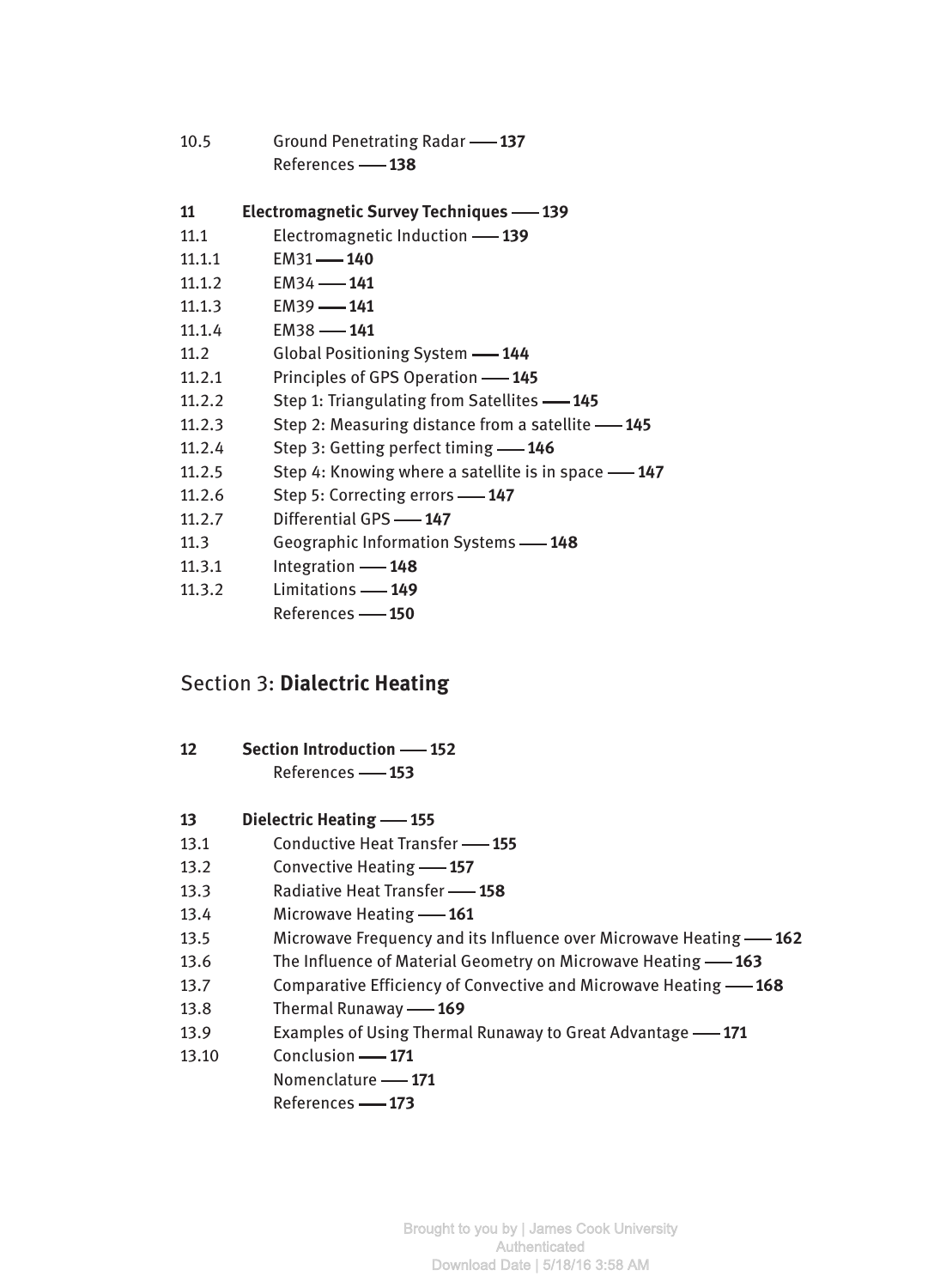10.5 Ground Penetrating Radar — **137**
References — **138**

**11 Electromagnetic Survey Techniques — 139**
11.1 Electromagnetic Induction — **139**
11.1.1 EM31 — **140**
11.1.2 EM34 — **141**
11.1.3 EM39 — **141**
11.1.4 EM38 — **141**
11.2 Global Positioning System — **144**
11.2.1 Principles of GPS Operation — **145**
11.2.2 Step 1: Triangulating from Satellites — **145**
11.2.3 Step 2: Measuring distance from a satellite — **145**
11.2.4 Step 3: Getting perfect timing — **146**
11.2.5 Step 4: Knowing where a satellite is in space — **147**
11.2.6 Step 5: Correcting errors — **147**
11.2.7 Differential GPS — **147**
11.3 Geographic Information Systems — **148**
11.3.1 Integration — **148**
11.3.2 Limitations — **149**
References — **150**

## Section 3: **Dialectric Heating**

**12 Section Introduction — 152**
References — **153**

**13 Dielectric Heating — 155**
13.1 Conductive Heat Transfer — **155**
13.2 Convective Heating — **157**
13.3 Radiative Heat Transfer — **158**
13.4 Microwave Heating — **161**
13.5 Microwave Frequency and its Influence over Microwave Heating — **162**
13.6 The Influence of Material Geometry on Microwave Heating — **163**
13.7 Comparative Efficiency of Convective and Microwave Heating — **168**
13.8 Thermal Runaway — **169**
13.9 Examples of Using Thermal Runaway to Great Advantage — **171**
13.10 Conclusion — **171**
Nomenclature — **171**
References — **173**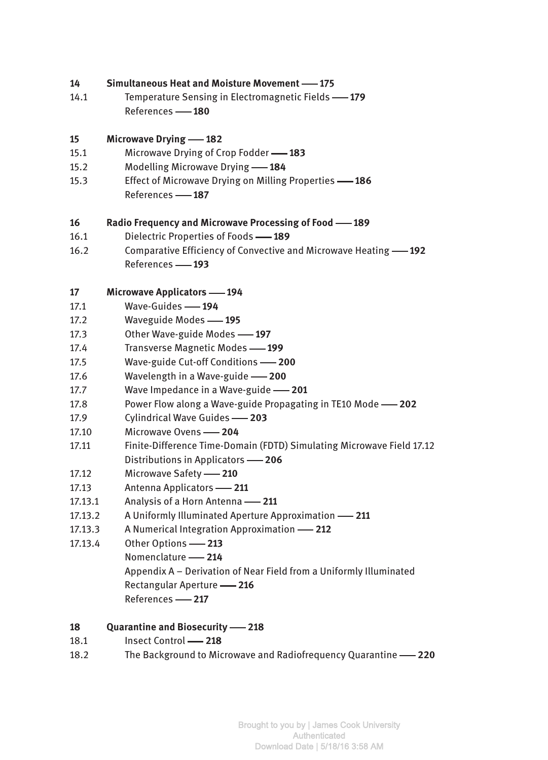**14 Simultaneous Heat and Moisture Movement —— 175**

14.1 Temperature Sensing in Electromagnetic Fields —— **179**

References —— **180**

**15 Microwave Drying —— 182**

15.1 Microwave Drying of Crop Fodder —— **183**

15.2 Modelling Microwave Drying —— **184**

15.3 Effect of Microwave Drying on Milling Properties —— **186**

References —— **187**

**16 Radio Frequency and Microwave Processing of Food —— 189**

16.1 Dielectric Properties of Foods —— **189**

16.2 Comparative Efficiency of Convective and Microwave Heating —— **192**

References —— **193**

**17 Microwave Applicators —— 194**

17.1 Wave-Guides —— **194**

17.2 Waveguide Modes —— **195**

17.3 Other Wave-guide Modes —— **197**

17.4 Transverse Magnetic Modes —— **199**

17.5 Wave-guide Cut-off Conditions —— **200**

17.6 Wavelength in a Wave-guide —— **200**

17.7 Wave Impedance in a Wave-guide —— **201**

17.8 Power Flow along a Wave-guide Propagating in TE10 Mode —— **202**

17.9 Cylindrical Wave Guides —— **203**

17.10 Microwave Ovens —— **204**

17.11 Finite-Difference Time-Domain (FDTD) Simulating Microwave Field 17.12 Distributions in Applicators —— **206**

17.12 Microwave Safety —— **210**

17.13 Antenna Applicators —— **211**

17.13.1 Analysis of a Horn Antenna —— **211**

17.13.2 A Uniformly Illuminated Aperture Approximation —— **211**

17.13.3 A Numerical Integration Approximation —— **212**

17.13.4 Other Options —— **213**

Nomenclature —— **214**

Appendix A – Derivation of Near Field from a Uniformly Illuminated Rectangular Aperture —— **216**

References —— **217**

**18 Quarantine and Biosecurity —— 218**

18.1 Insect Control —— **218**

18.2 The Background to Microwave and Radiofrequency Quarantine —— **220**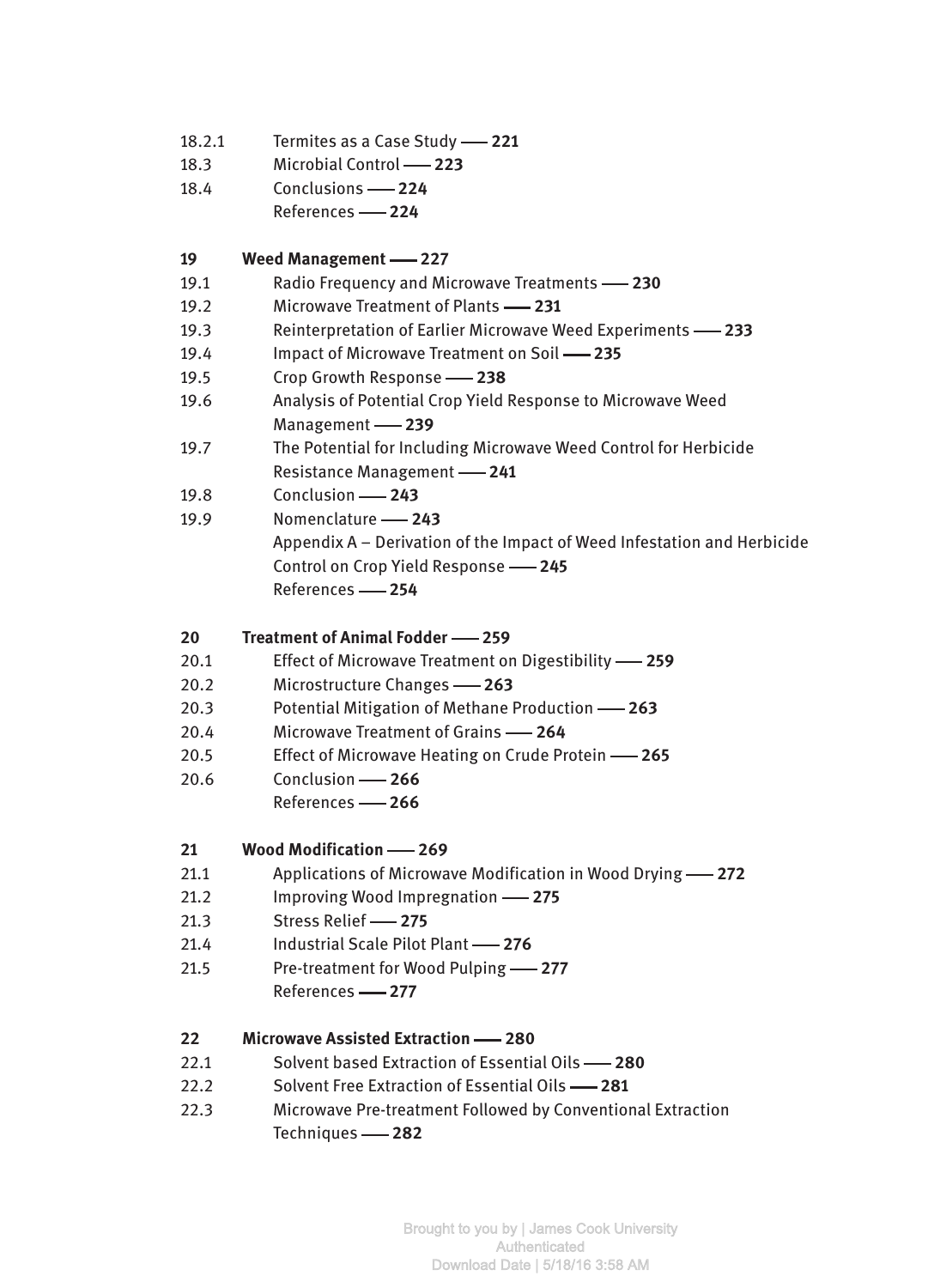18.2.1 Termites as a Case Study — **221**
18.3 Microbial Control — **223**
18.4 Conclusions — **224**
References — **224**

**19 Weed Management — 227**
19.1 Radio Frequency and Microwave Treatments — **230**
19.2 Microwave Treatment of Plants — **231**
19.3 Reinterpretation of Earlier Microwave Weed Experiments — **233**
19.4 Impact of Microwave Treatment on Soil — **235**
19.5 Crop Growth Response — **238**
19.6 Analysis of Potential Crop Yield Response to Microwave Weed Management — **239**
19.7 The Potential for Including Microwave Weed Control for Herbicide Resistance Management — **241**
19.8 Conclusion — **243**
19.9 Nomenclature — **243**
Appendix A – Derivation of the Impact of Weed Infestation and Herbicide Control on Crop Yield Response — **245**
References — **254**

**20 Treatment of Animal Fodder — 259**
20.1 Effect of Microwave Treatment on Digestibility — **259**
20.2 Microstructure Changes — **263**
20.3 Potential Mitigation of Methane Production — **263**
20.4 Microwave Treatment of Grains — **264**
20.5 Effect of Microwave Heating on Crude Protein — **265**
20.6 Conclusion — **266**
References — **266**

**21 Wood Modification — 269**
21.1 Applications of Microwave Modification in Wood Drying — **272**
21.2 Improving Wood Impregnation — **275**
21.3 Stress Relief — **275**
21.4 Industrial Scale Pilot Plant — **276**
21.5 Pre-treatment for Wood Pulping — **277**
References — **277**

**22 Microwave Assisted Extraction — 280**
22.1 Solvent based Extraction of Essential Oils — **280**
22.2 Solvent Free Extraction of Essential Oils — **281**
22.3 Microwave Pre-treatment Followed by Conventional Extraction Techniques — **282**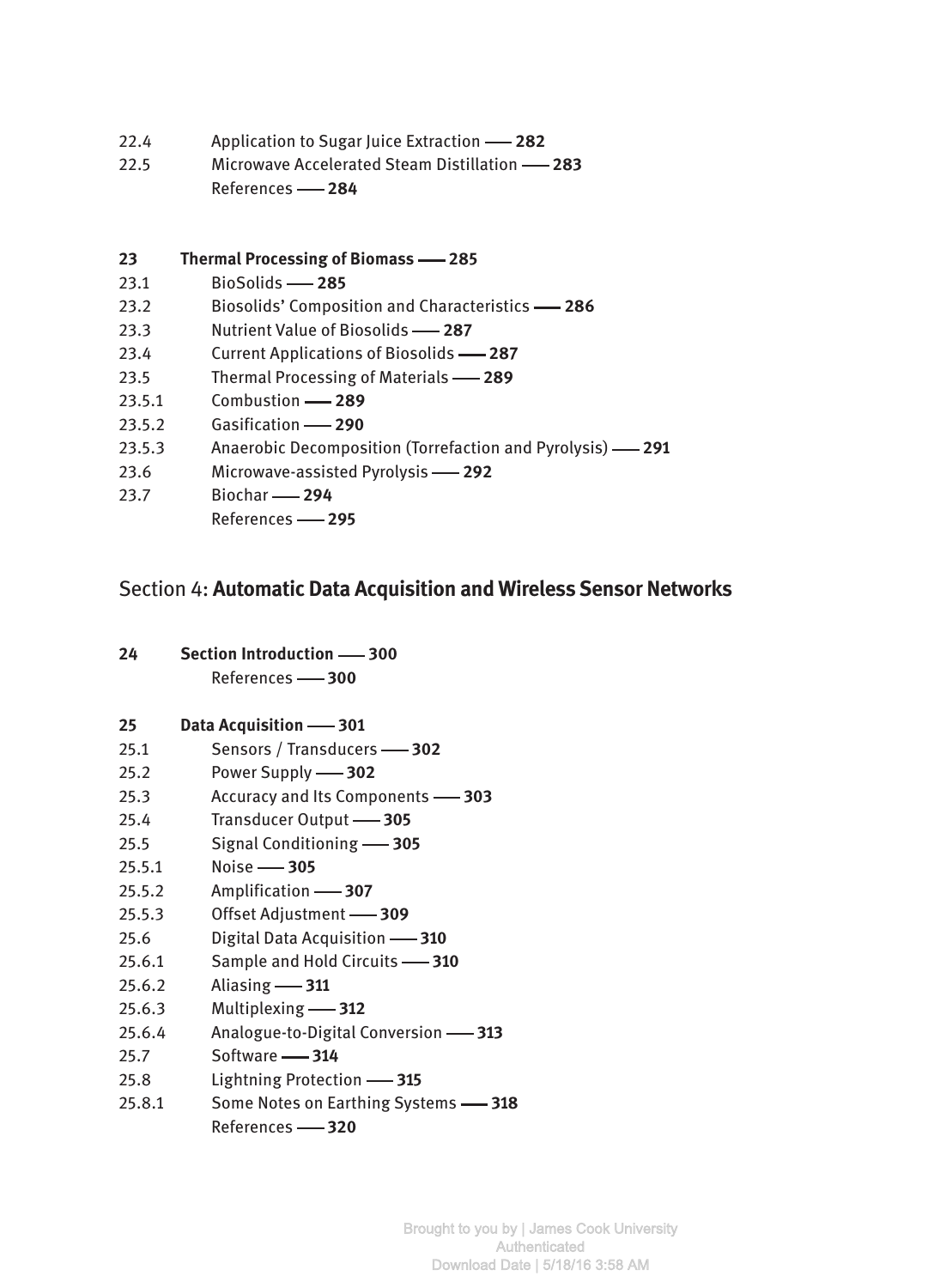22.4 Application to Sugar Juice Extraction —— **282**
22.5 Microwave Accelerated Steam Distillation —— **283**
References —— **284**

**23 Thermal Processing of Biomass —— 285**
23.1 BioSolids —— **285**
23.2 Biosolids' Composition and Characteristics —— **286**
23.3 Nutrient Value of Biosolids —— **287**
23.4 Current Applications of Biosolids —— **287**
23.5 Thermal Processing of Materials —— **289**
23.5.1 Combustion —— **289**
23.5.2 Gasification —— **290**
23.5.3 Anaerobic Decomposition (Torrefaction and Pyrolysis) —— **291**
23.6 Microwave-assisted Pyrolysis —— **292**
23.7 Biochar —— **294**
References —— **295**

## Section 4: **Automatic Data Acquisition and Wireless Sensor Networks**

**24 Section Introduction —— 300**
References —— **300**

**25 Data Acquisition —— 301**
25.1 Sensors / Transducers —— **302**
25.2 Power Supply —— **302**
25.3 Accuracy and Its Components —— **303**
25.4 Transducer Output —— **305**
25.5 Signal Conditioning —— **305**
25.5.1 Noise —— **305**
25.5.2 Amplification —— **307**
25.5.3 Offset Adjustment —— **309**
25.6 Digital Data Acquisition —— **310**
25.6.1 Sample and Hold Circuits —— **310**
25.6.2 Aliasing —— **311**
25.6.3 Multiplexing —— **312**
25.6.4 Analogue-to-Digital Conversion —— **313**
25.7 Software —— **314**
25.8 Lightning Protection —— **315**
25.8.1 Some Notes on Earthing Systems —— **318**
References —— **320**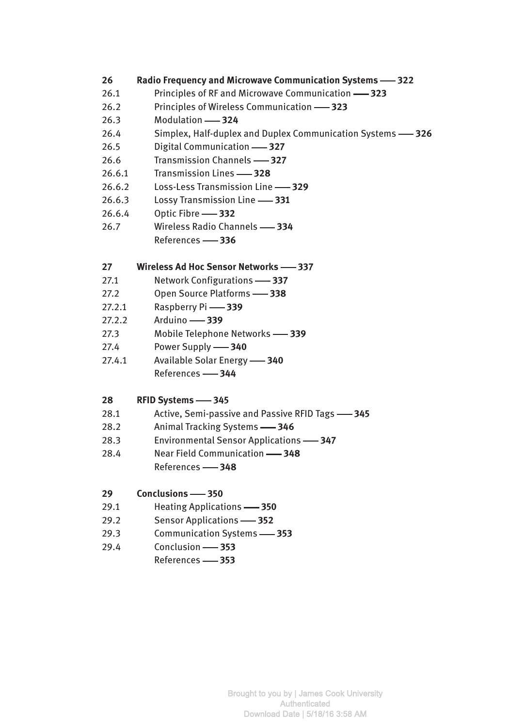**26 Radio Frequency and Microwave Communication Systems —— 322**

26.1 Principles of RF and Microwave Communication —— **323**
26.2 Principles of Wireless Communication —— **323**
26.3 Modulation —— **324**
26.4 Simplex, Half-duplex and Duplex Communication Systems —— **326**
26.5 Digital Communication —— **327**
26.6 Transmission Channels —— **327**
26.6.1 Transmission Lines —— **328**
26.6.2 Loss-Less Transmission Line —— **329**
26.6.3 Lossy Transmission Line —— **331**
26.6.4 Optic Fibre —— **332**
26.7 Wireless Radio Channels —— **334**
References —— **336**

**27 Wireless Ad Hoc Sensor Networks —— 337**

27.1 Network Configurations —— **337**
27.2 Open Source Platforms —— **338**
27.2.1 Raspberry Pi —— **339**
27.2.2 Arduino —— **339**
27.3 Mobile Telephone Networks —— **339**
27.4 Power Supply —— **340**
27.4.1 Available Solar Energy —— **340**
References —— **344**

**28 RFID Systems —— 345**

28.1 Active, Semi-passive and Passive RFID Tags —— **345**
28.2 Animal Tracking Systems —— **346**
28.3 Environmental Sensor Applications —— **347**
28.4 Near Field Communication —— **348**
References —— **348**

**29 Conclusions —— 350**

29.1 Heating Applications —— **350**
29.2 Sensor Applications —— **352**
29.3 Communication Systems —— **353**
29.4 Conclusion —— **353**
References —— **353**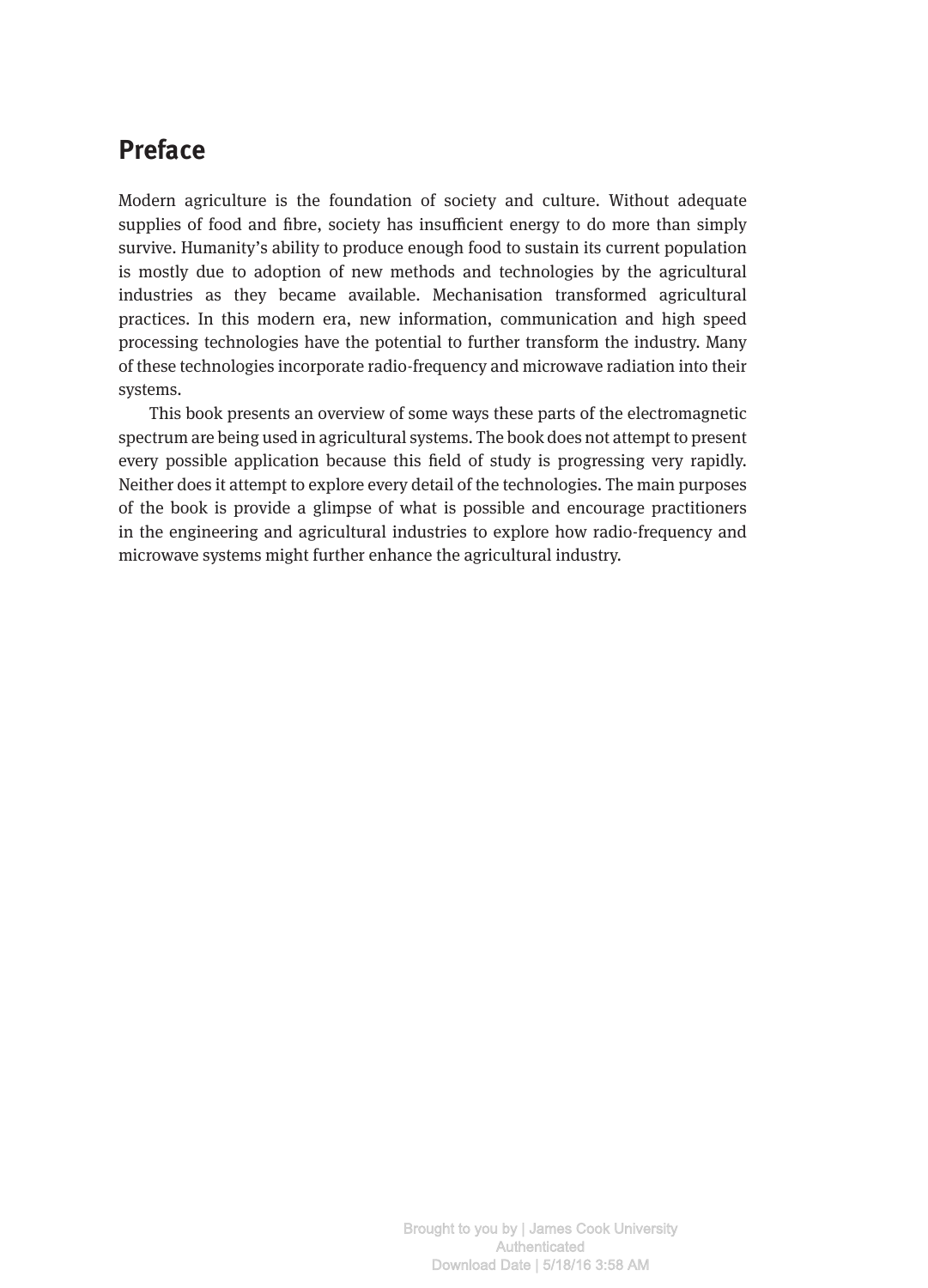# Preface

Modern agriculture is the foundation of society and culture. Without adequate supplies of food and fibre, society has insufficient energy to do more than simply survive. Humanity's ability to produce enough food to sustain its current population is mostly due to adoption of new methods and technologies by the agricultural industries as they became available. Mechanisation transformed agricultural practices. In this modern era, new information, communication and high speed processing technologies have the potential to further transform the industry. Many of these technologies incorporate radio-frequency and microwave radiation into their systems.

This book presents an overview of some ways these parts of the electromagnetic spectrum are being used in agricultural systems. The book does not attempt to present every possible application because this field of study is progressing very rapidly. Neither does it attempt to explore every detail of the technologies. The main purposes of the book is provide a glimpse of what is possible and encourage practitioners in the engineering and agricultural industries to explore how radio-frequency and microwave systems might further enhance the agricultural industry.